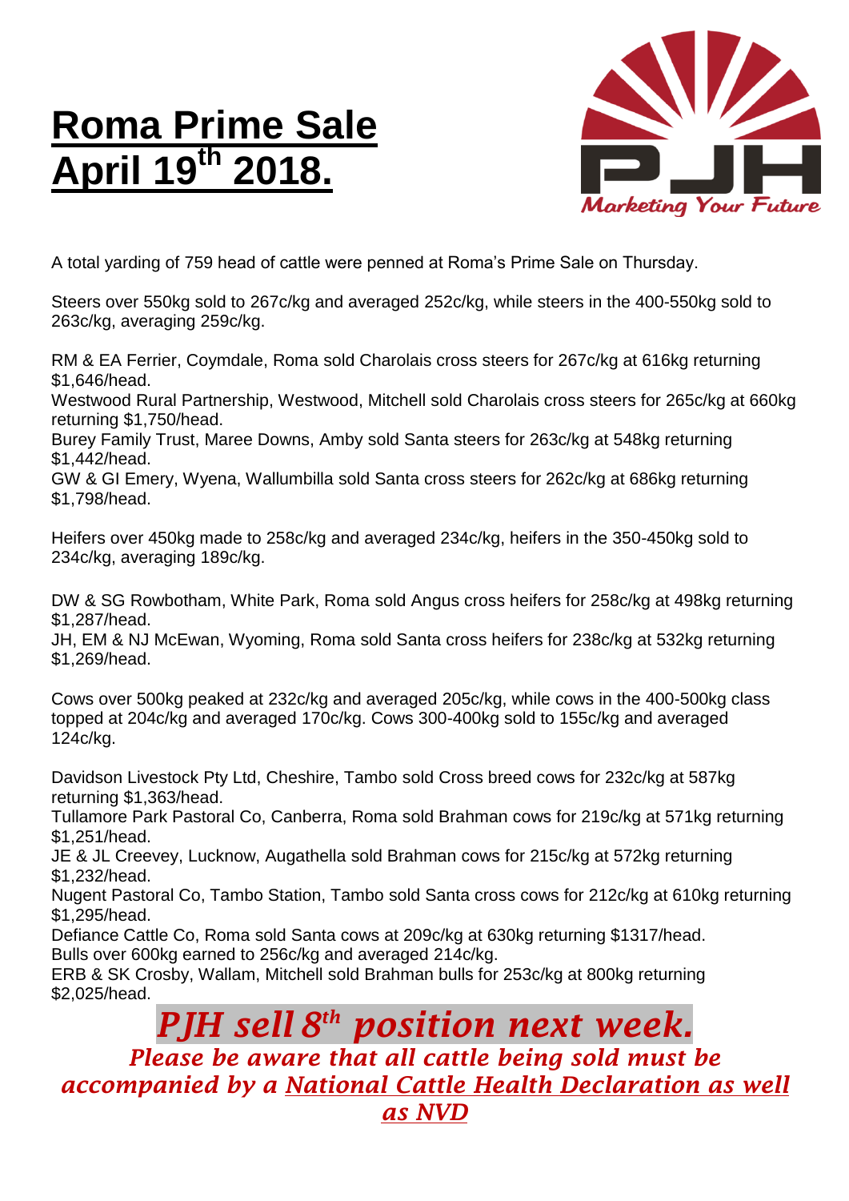# Roma Prime Sale
# April 19th 2018.

PJH

*Marketing Your Future*

A total yarding of 759 head of cattle were penned at Roma's Prime Sale on Thursday.

Steers over 550kg sold to 267c/kg and averaged 252c/kg, while steers in the 400-550kg sold to 263c/kg, averaging 259c/kg.

RM & EA Ferrier, Coymdale, Roma sold Charolais cross steers for 267c/kg at 616kg returning $1,646/head.
Westwood Rural Partnership, Westwood, Mitchell sold Charolais cross steers for 265c/kg at 660kg returning $1,750/head.
Burey Family Trust, Maree Downs, Amby sold Santa steers for 263c/kg at 548kg returning $1,442/head.
GW & GI Emery, Wyena, Wallumbilla sold Santa cross steers for 262c/kg at 686kg returning $1,798/head.

Heifers over 450kg made to 258c/kg and averaged 234c/kg, heifers in the 350-450kg sold to 234c/kg, averaging 189c/kg.

DW & SG Rowbotham, White Park, Roma sold Angus cross heifers for 258c/kg at 498kg returning $1,287/head.
JH, EM & NJ McEwan, Wyoming, Roma sold Santa cross heifers for 238c/kg at 532kg returning $1,269/head.

Cows over 500kg peaked at 232c/kg and averaged 205c/kg, while cows in the 400-500kg class topped at 204c/kg and averaged 170c/kg. Cows 300-400kg sold to 155c/kg and averaged 124c/kg.

Davidson Livestock Pty Ltd, Cheshire, Tambo sold Cross breed cows for 232c/kg at 587kg returning $1,363/head.
Tullamore Park Pastoral Co, Canberra, Roma sold Brahman cows for 219c/kg at 571kg returning $1,251/head.
JE & JL Creevey, Lucknow, Augathella sold Brahman cows for 215c/kg at 572kg returning $1,232/head.
Nugent Pastoral Co, Tambo Station, Tambo sold Santa cross cows for 212c/kg at 610kg returning $1,295/head.
Defiance Cattle Co, Roma sold Santa cows at 209c/kg at 630kg returning $1317/head.
Bulls over 600kg earned to 256c/kg and averaged 214c/kg.
ERB & SK Crosby, Wallam, Mitchell sold Brahman bulls for 253c/kg at 800kg returning $2,025/head.

## *PJH sell 8th position next week.*

***Please be aware that all cattle being sold must be accompanied by a <u>National Cattle Health Declaration as well as NVD</u>***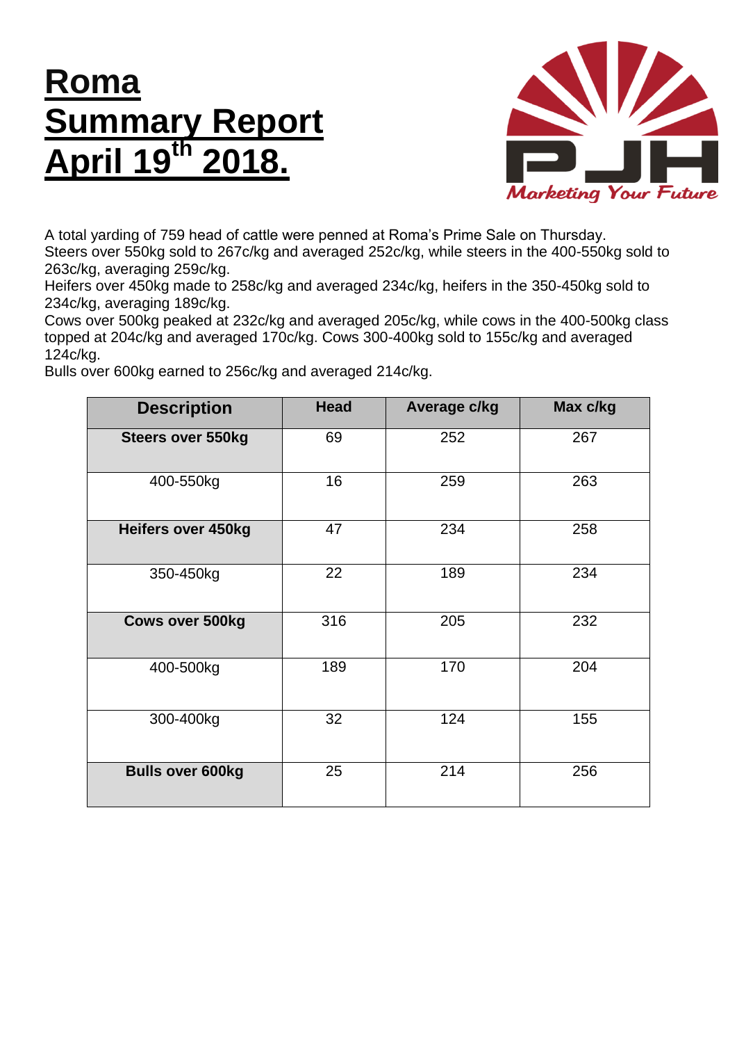# Roma Summary Report April 19th 2018.

Marketing Your Future

A total yarding of 759 head of cattle were penned at Roma's Prime Sale on Thursday.
Steers over 550kg sold to 267c/kg and averaged 252c/kg, while steers in the 400-550kg sold to 263c/kg, averaging 259c/kg.
Heifers over 450kg made to 258c/kg and averaged 234c/kg, heifers in the 350-450kg sold to 234c/kg, averaging 189c/kg.
Cows over 500kg peaked at 232c/kg and averaged 205c/kg, while cows in the 400-500kg class topped at 204c/kg and averaged 170c/kg. Cows 300-400kg sold to 155c/kg and averaged 124c/kg.
Bulls over 600kg earned to 256c/kg and averaged 214c/kg.

| Description | Head | Average c/kg | Max c/kg |
|---|---|---|---|
| **Steers over 550kg** | 69 | 252 | 267 |
| 400-550kg | 16 | 259 | 263 |
| **Heifers over 450kg** | 47 | 234 | 258 |
| 350-450kg | 22 | 189 | 234 |
| **Cows over 500kg** | 316 | 205 | 232 |
| 400-500kg | 189 | 170 | 204 |
| 300-400kg | 32 | 124 | 155 |
| **Bulls over 600kg** | 25 | 214 | 256 |